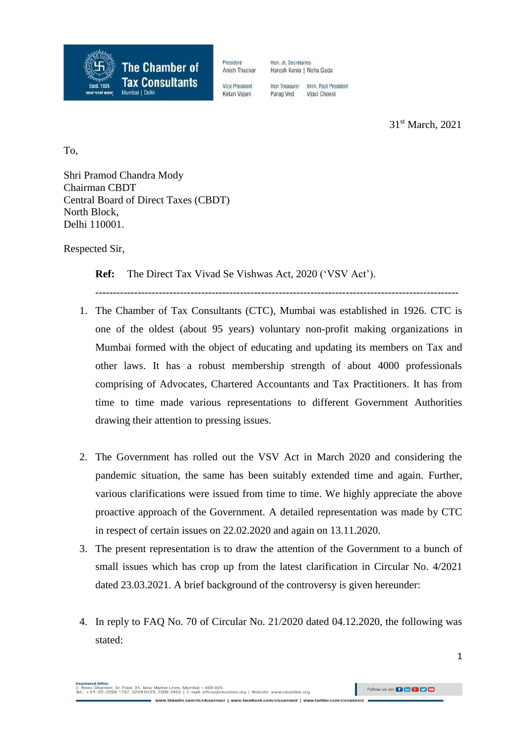**The Chamber of Tax Consultants**
Mumbai | Delhi
Estd. 1926

President: Anish Thacker | Hon. Jt. Secretaries: Haresh Kenia | Neha Gada
Vice President: Ketan Vajani | Hon Treasurer: Parag Ved | Imm. Past President: Vipul Choksi

31st March, 2021

To,

Shri Pramod Chandra Mody
Chairman CBDT
Central Board of Direct Taxes (CBDT)
North Block,
Delhi 110001.

Respected Sir,

**Ref:** The Direct Tax Vivad Se Vishwas Act, 2020 ('VSV Act').

---

1. The Chamber of Tax Consultants (CTC), Mumbai was established in 1926. CTC is one of the oldest (about 95 years) voluntary non-profit making organizations in Mumbai formed with the object of educating and updating its members on Tax and other laws. It has a robust membership strength of about 4000 professionals comprising of Advocates, Chartered Accountants and Tax Practitioners. It has from time to time made various representations to different Government Authorities drawing their attention to pressing issues.

2. The Government has rolled out the VSV Act in March 2020 and considering the pandemic situation, the same has been suitably extended time and again. Further, various clarifications were issued from time to time. We highly appreciate the above proactive approach of the Government. A detailed representation was made by CTC in respect of certain issues on 22.02.2020 and again on 13.11.2020.

3. The present representation is to draw the attention of the Government to a bunch of small issues which has crop up from the latest clarification in Circular No. 4/2021 dated 23.03.2021. A brief background of the controversy is given hereunder:

4. In reply to FAQ No. 70 of Circular No. 21/2020 dated 04.12.2020, the following was stated:

Registered Office
3, Rewa Chamber, Gr. Floor, 31, New Marine Lines, Mumbai – 400 020.
Tel.: +91-22-2200 1787, 2209 0423, 2200 2455 | E-mail: office@ctconline.org | Website: www.ctconline.org
www.linkedin.com/in/ctcconnect | www.facebook.com/ctcconnect | www.twitter.com/ctcconnect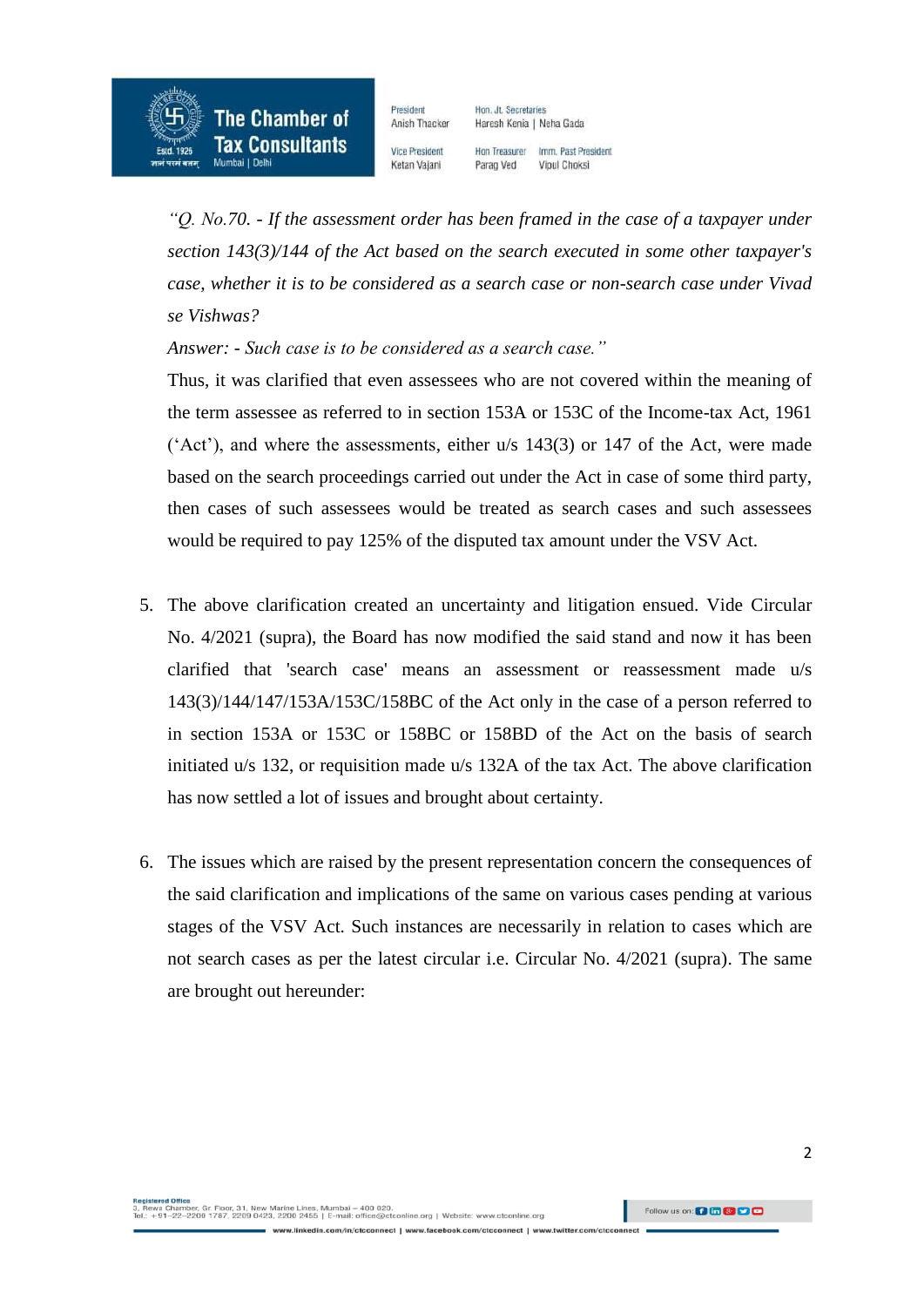*"Q. No.70. - If the assessment order has been framed in the case of a taxpayer under section 143(3)/144 of the Act based on the search executed in some other taxpayer's case, whether it is to be considered as a search case or non-search case under Vivad se Vishwas?*

*Answer: - Such case is to be considered as a search case."*

Thus, it was clarified that even assessees who are not covered within the meaning of the term assessee as referred to in section 153A or 153C of the Income-tax Act, 1961 ('Act'), and where the assessments, either u/s 143(3) or 147 of the Act, were made based on the search proceedings carried out under the Act in case of some third party, then cases of such assessees would be treated as search cases and such assessees would be required to pay 125% of the disputed tax amount under the VSV Act.

5. The above clarification created an uncertainty and litigation ensued. Vide Circular No. 4/2021 (supra), the Board has now modified the said stand and now it has been clarified that 'search case' means an assessment or reassessment made u/s 143(3)/144/147/153A/153C/158BC of the Act only in the case of a person referred to in section 153A or 153C or 158BC or 158BD of the Act on the basis of search initiated u/s 132, or requisition made u/s 132A of the tax Act. The above clarification has now settled a lot of issues and brought about certainty.

6. The issues which are raised by the present representation concern the consequences of the said clarification and implications of the same on various cases pending at various stages of the VSV Act. Such instances are necessarily in relation to cases which are not search cases as per the latest circular i.e. Circular No. 4/2021 (supra). The same are brought out hereunder: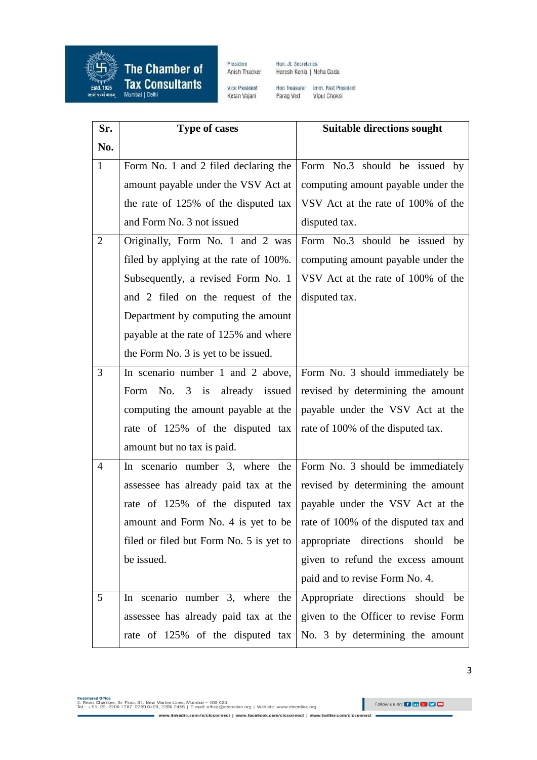| Sr. No. | Type of cases | Suitable directions sought |
|---|---|---|
| 1 | Form No. 1 and 2 filed declaring the amount payable under the VSV Act at the rate of 125% of the disputed tax and Form No. 3 not issued | Form No.3 should be issued by computing amount payable under the VSV Act at the rate of 100% of the disputed tax. |
| 2 | Originally, Form No. 1 and 2 was filed by applying at the rate of 100%. Subsequently, a revised Form No. 1 and 2 filed on the request of the Department by computing the amount payable at the rate of 125% and where the Form No. 3 is yet to be issued. | Form No.3 should be issued by computing amount payable under the VSV Act at the rate of 100% of the disputed tax. |
| 3 | In scenario number 1 and 2 above, Form No. 3 is already issued computing the amount payable at the rate of 125% of the disputed tax amount but no tax is paid. | Form No. 3 should immediately be revised by determining the amount payable under the VSV Act at the rate of 100% of the disputed tax. |
| 4 | In scenario number 3, where the assessee has already paid tax at the rate of 125% of the disputed tax amount and Form No. 4 is yet to be filed or filed but Form No. 5 is yet to be issued. | Form No. 3 should be immediately revised by determining the amount payable under the VSV Act at the rate of 100% of the disputed tax and appropriate directions should be given to refund the excess amount paid and to revise Form No. 4. |
| 5 | In scenario number 3, where the assessee has already paid tax at the rate of 125% of the disputed tax | Appropriate directions should be given to the Officer to revise Form No. 3 by determining the amount |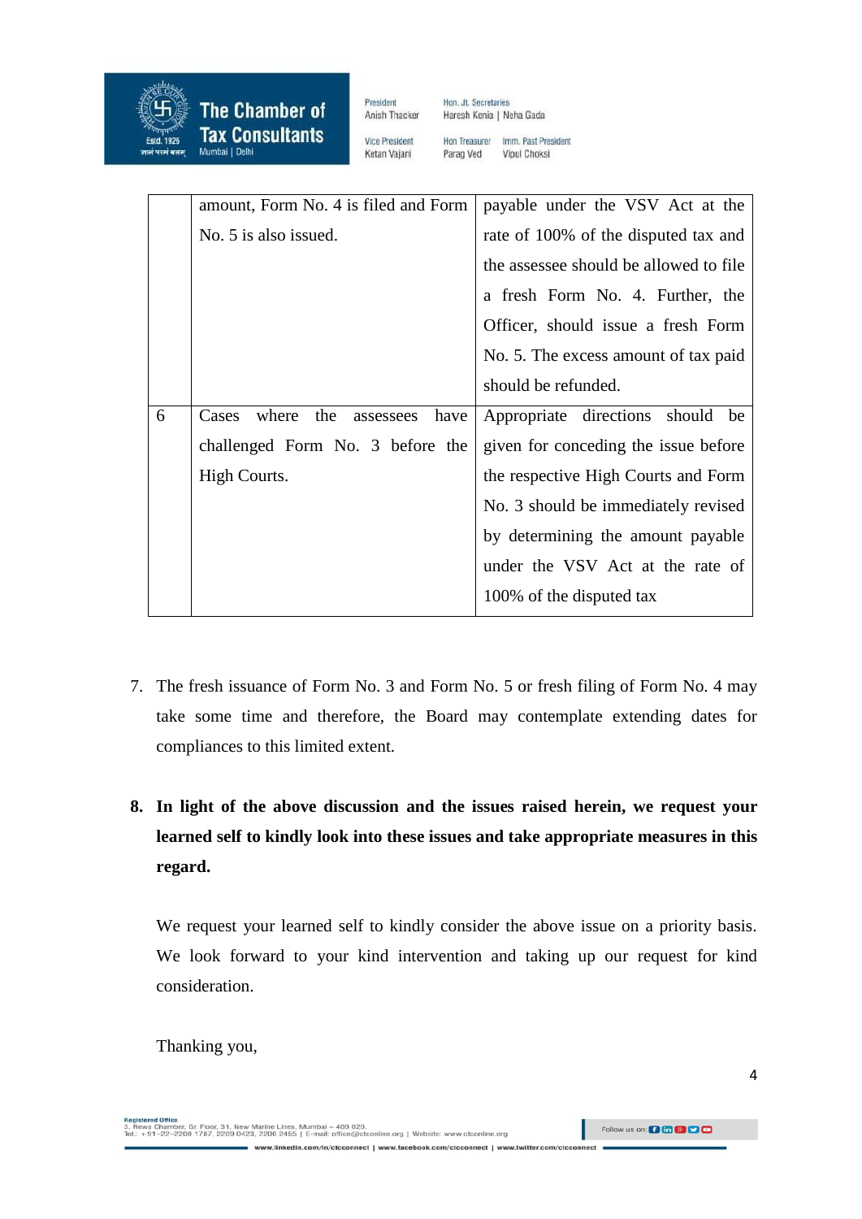| | | |
|---|---|---|
| | amount, Form No. 4 is filed and Form No. 5 is also issued. | payable under the VSV Act at the rate of 100% of the disputed tax and the assessee should be allowed to file a fresh Form No. 4. Further, the Officer, should issue a fresh Form No. 5. The excess amount of tax paid should be refunded. |
| 6 | Cases where the assessees have challenged Form No. 3 before the High Courts. | Appropriate directions should be given for conceding the issue before the respective High Courts and Form No. 3 should be immediately revised by determining the amount payable under the VSV Act at the rate of 100% of the disputed tax |

7. The fresh issuance of Form No. 3 and Form No. 5 or fresh filing of Form No. 4 may take some time and therefore, the Board may contemplate extending dates for compliances to this limited extent.

8. **In light of the above discussion and the issues raised herein, we request your learned self to kindly look into these issues and take appropriate measures in this regard.**

   We request your learned self to kindly consider the above issue on a priority basis. We look forward to your kind intervention and taking up our request for kind consideration.

   Thanking you,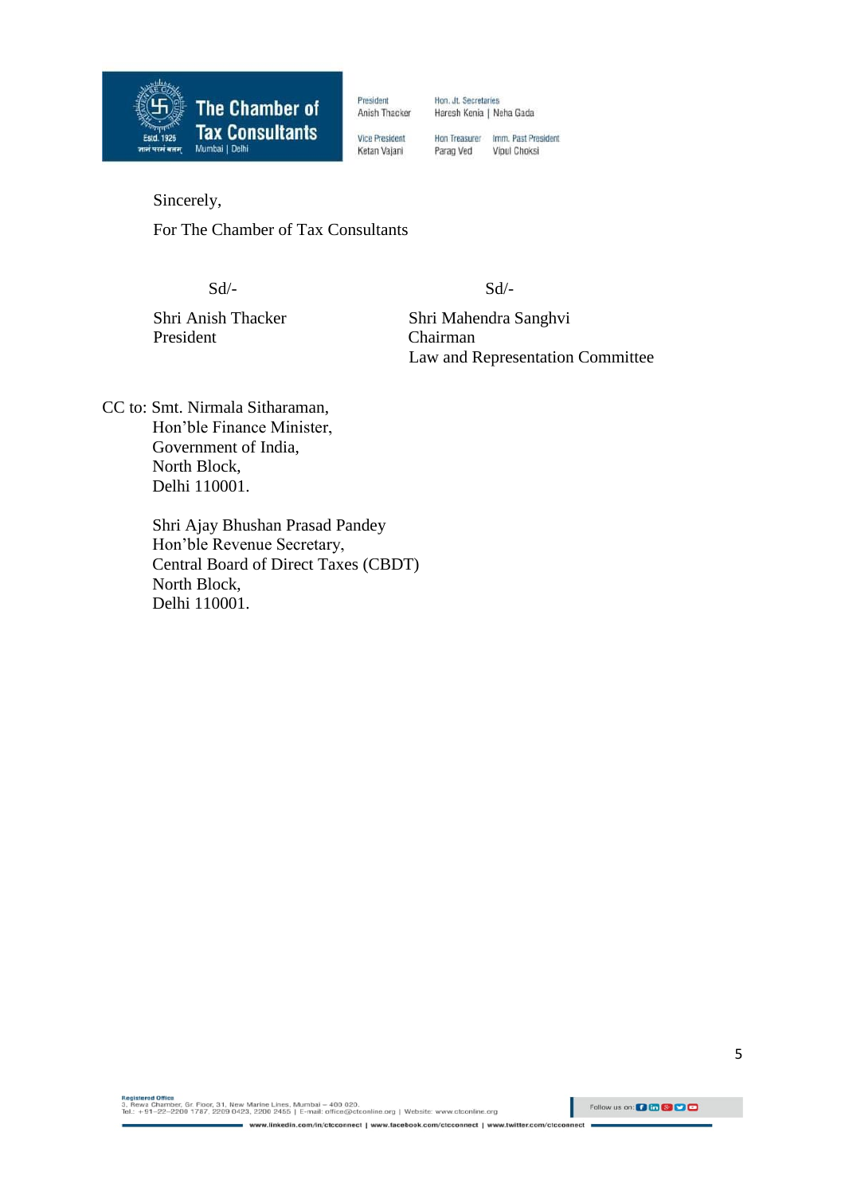Sincerely,

For The Chamber of Tax Consultants

| | |
|---|---|
| Sd/- | Sd/- |
| Shri Anish Thacker<br>President | Shri Mahendra Sanghvi<br>Chairman<br>Law and Representation Committee |

CC to: Smt. Nirmala Sitharaman,
Hon'ble Finance Minister,
Government of India,
North Block,
Delhi 110001.

Shri Ajay Bhushan Prasad Pandey
Hon'ble Revenue Secretary,
Central Board of Direct Taxes (CBDT)
North Block,
Delhi 110001.